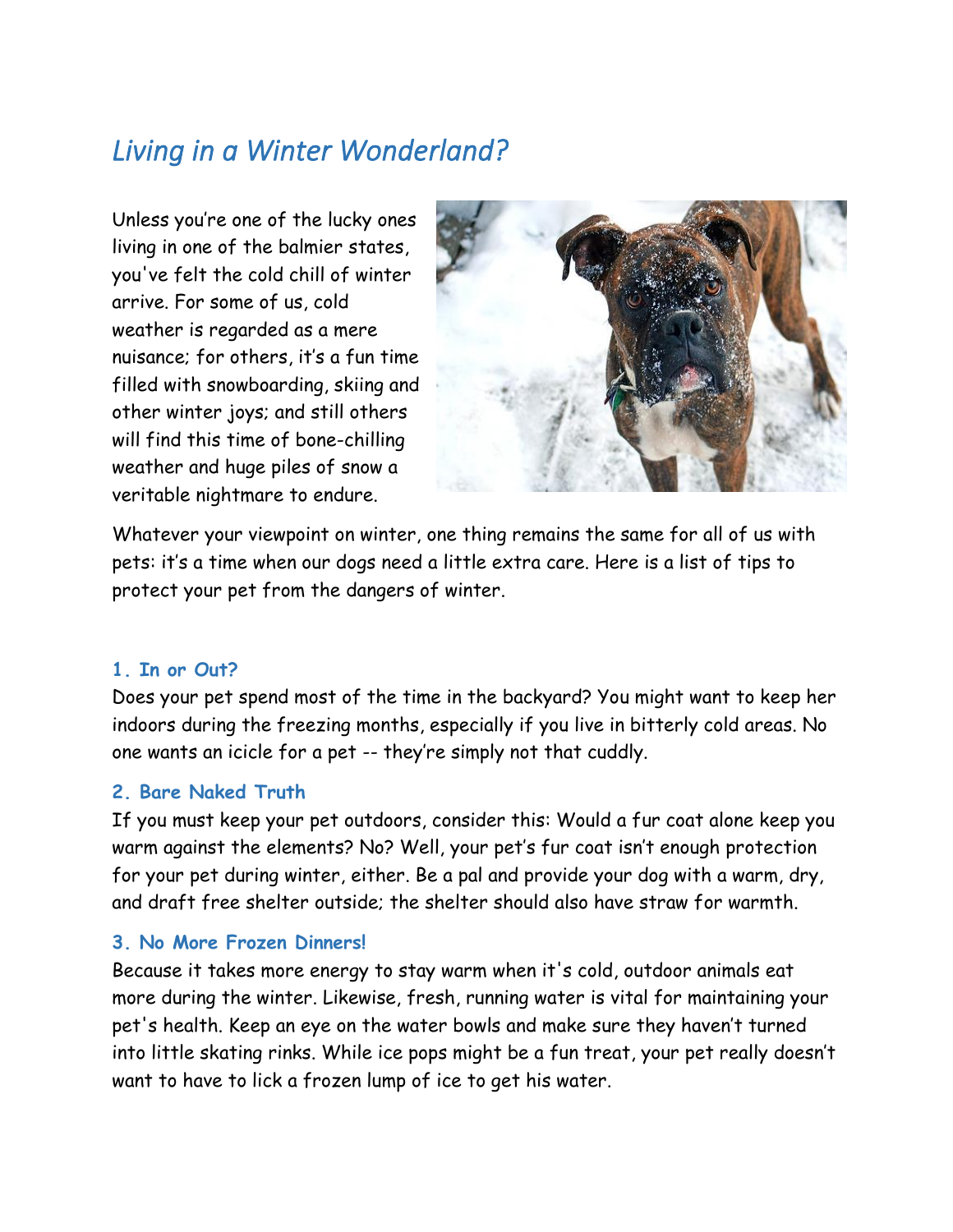# *Living in a Winter Wonderland?*

Unless you're one of the lucky ones living in one of the balmier states, you've felt the cold chill of winter arrive. For some of us, cold weather is regarded as a mere nuisance; for others, it's a fun time filled with snowboarding, skiing and other winter joys; and still others will find this time of bone-chilling weather and huge piles of snow a veritable nightmare to endure.

Whatever your viewpoint on winter, one thing remains the same for all of us with pets: it's a time when our dogs need a little extra care. Here is a list of tips to protect your pet from the dangers of winter.

### 1. In or Out?

Does your pet spend most of the time in the backyard? You might want to keep her indoors during the freezing months, especially if you live in bitterly cold areas. No one wants an icicle for a pet -- they're simply not that cuddly.

### 2. Bare Naked Truth

If you must keep your pet outdoors, consider this: Would a fur coat alone keep you warm against the elements? No? Well, your pet's fur coat isn't enough protection for your pet during winter, either. Be a pal and provide your dog with a warm, dry, and draft free shelter outside; the shelter should also have straw for warmth.

### 3. No More Frozen Dinners!

Because it takes more energy to stay warm when it's cold, outdoor animals eat more during the winter. Likewise, fresh, running water is vital for maintaining your pet's health. Keep an eye on the water bowls and make sure they haven't turned into little skating rinks. While ice pops might be a fun treat, your pet really doesn't want to have to lick a frozen lump of ice to get his water.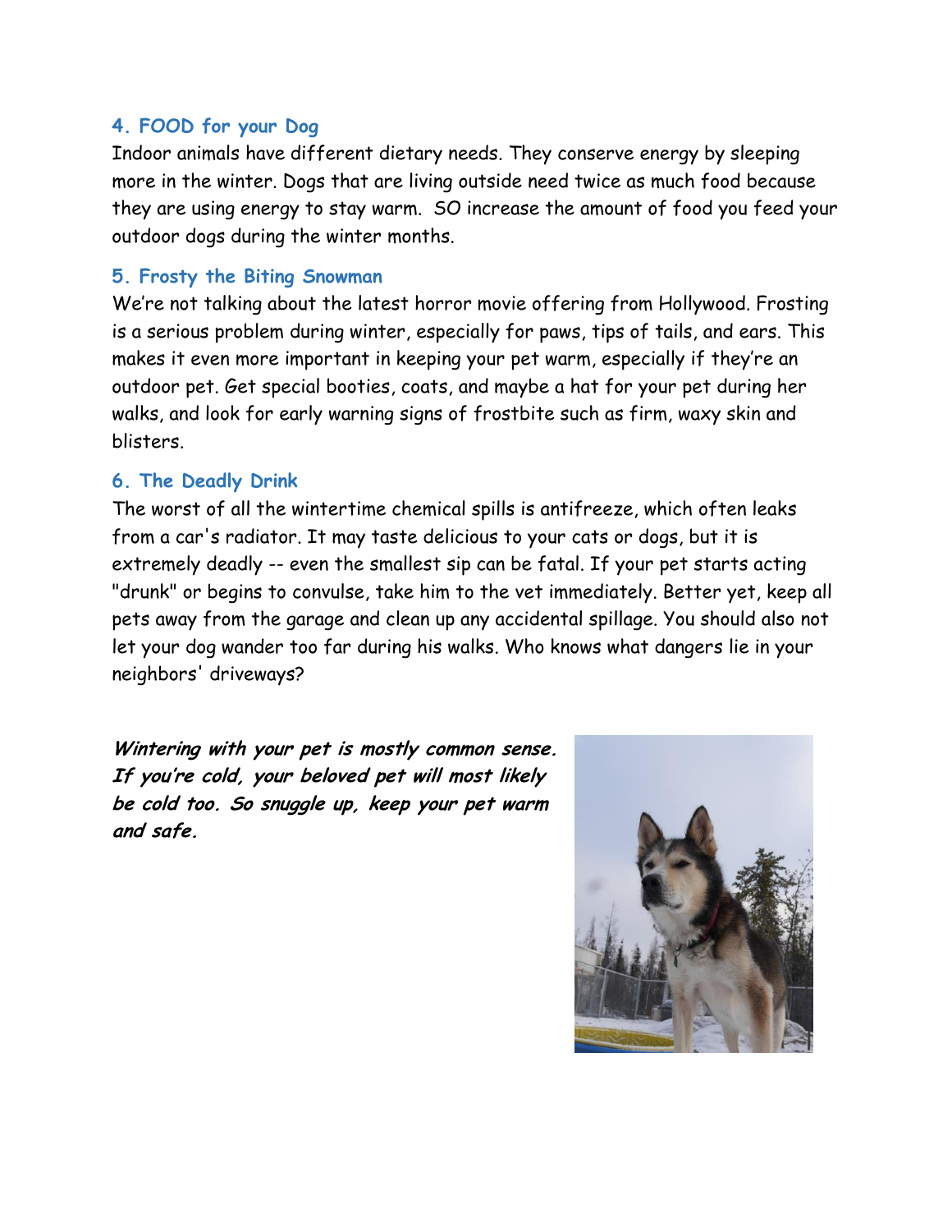### 4. FOOD for your Dog

Indoor animals have different dietary needs. They conserve energy by sleeping more in the winter. Dogs that are living outside need twice as much food because they are using energy to stay warm. SO increase the amount of food you feed your outdoor dogs during the winter months.

### 5. Frosty the Biting Snowman

We're not talking about the latest horror movie offering from Hollywood. Frosting is a serious problem during winter, especially for paws, tips of tails, and ears. This makes it even more important in keeping your pet warm, especially if they're an outdoor pet. Get special booties, coats, and maybe a hat for your pet during her walks, and look for early warning signs of frostbite such as firm, waxy skin and blisters.

### 6. The Deadly Drink

The worst of all the wintertime chemical spills is antifreeze, which often leaks from a car's radiator. It may taste delicious to your cats or dogs, but it is extremely deadly -- even the smallest sip can be fatal. If your pet starts acting "drunk" or begins to convulse, take him to the vet immediately. Better yet, keep all pets away from the garage and clean up any accidental spillage. You should also not let your dog wander too far during his walks. Who knows what dangers lie in your neighbors' driveways?

***Wintering with your pet is mostly common sense. If you're cold, your beloved pet will most likely be cold too. So snuggle up, keep your pet warm and safe.***